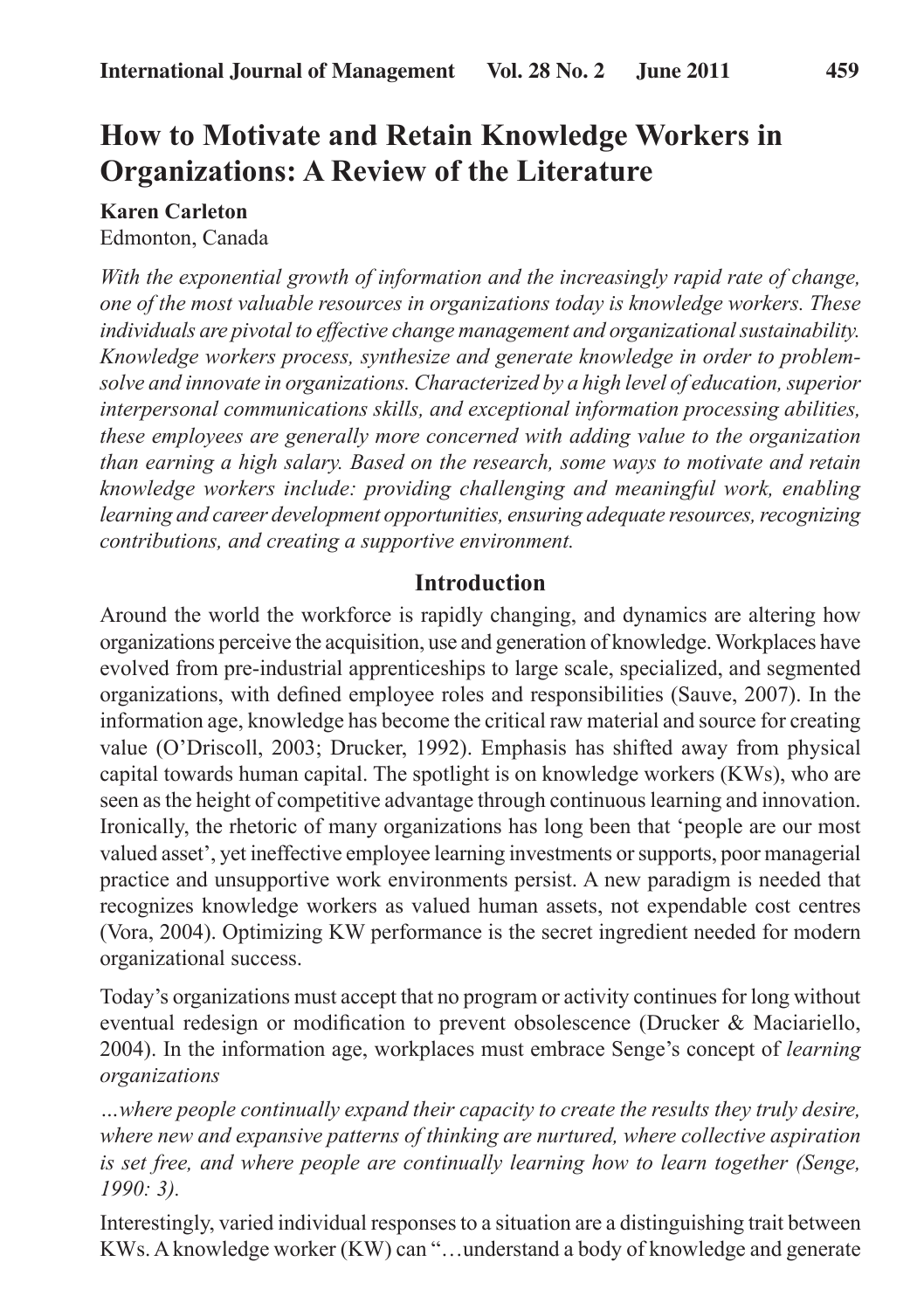# How to Motivate and Retain Knowledge Workers in Organizations: A Review of the Literature

**Karen Carleton**
Edmonton, Canada

*With the exponential growth of information and the increasingly rapid rate of change, one of the most valuable resources in organizations today is knowledge workers. These individuals are pivotal to effective change management and organizational sustainability. Knowledge workers process, synthesize and generate knowledge in order to problem-solve and innovate in organizations. Characterized by a high level of education, superior interpersonal communications skills, and exceptional information processing abilities, these employees are generally more concerned with adding value to the organization than earning a high salary. Based on the research, some ways to motivate and retain knowledge workers include: providing challenging and meaningful work, enabling learning and career development opportunities, ensuring adequate resources, recognizing contributions, and creating a supportive environment.*

## Introduction

Around the world the workforce is rapidly changing, and dynamics are altering how organizations perceive the acquisition, use and generation of knowledge. Workplaces have evolved from pre-industrial apprenticeships to large scale, specialized, and segmented organizations, with defined employee roles and responsibilities (Sauve, 2007). In the information age, knowledge has become the critical raw material and source for creating value (O'Driscoll, 2003; Drucker, 1992). Emphasis has shifted away from physical capital towards human capital. The spotlight is on knowledge workers (KWs), who are seen as the height of competitive advantage through continuous learning and innovation. Ironically, the rhetoric of many organizations has long been that 'people are our most valued asset', yet ineffective employee learning investments or supports, poor managerial practice and unsupportive work environments persist. A new paradigm is needed that recognizes knowledge workers as valued human assets, not expendable cost centres (Vora, 2004). Optimizing KW performance is the secret ingredient needed for modern organizational success.

Today's organizations must accept that no program or activity continues for long without eventual redesign or modification to prevent obsolescence (Drucker & Maciariello, 2004). In the information age, workplaces must embrace Senge's concept of *learning organizations*

*…where people continually expand their capacity to create the results they truly desire, where new and expansive patterns of thinking are nurtured, where collective aspiration is set free, and where people are continually learning how to learn together (Senge, 1990: 3).*

Interestingly, varied individual responses to a situation are a distinguishing trait between KWs. A knowledge worker (KW) can "…understand a body of knowledge and generate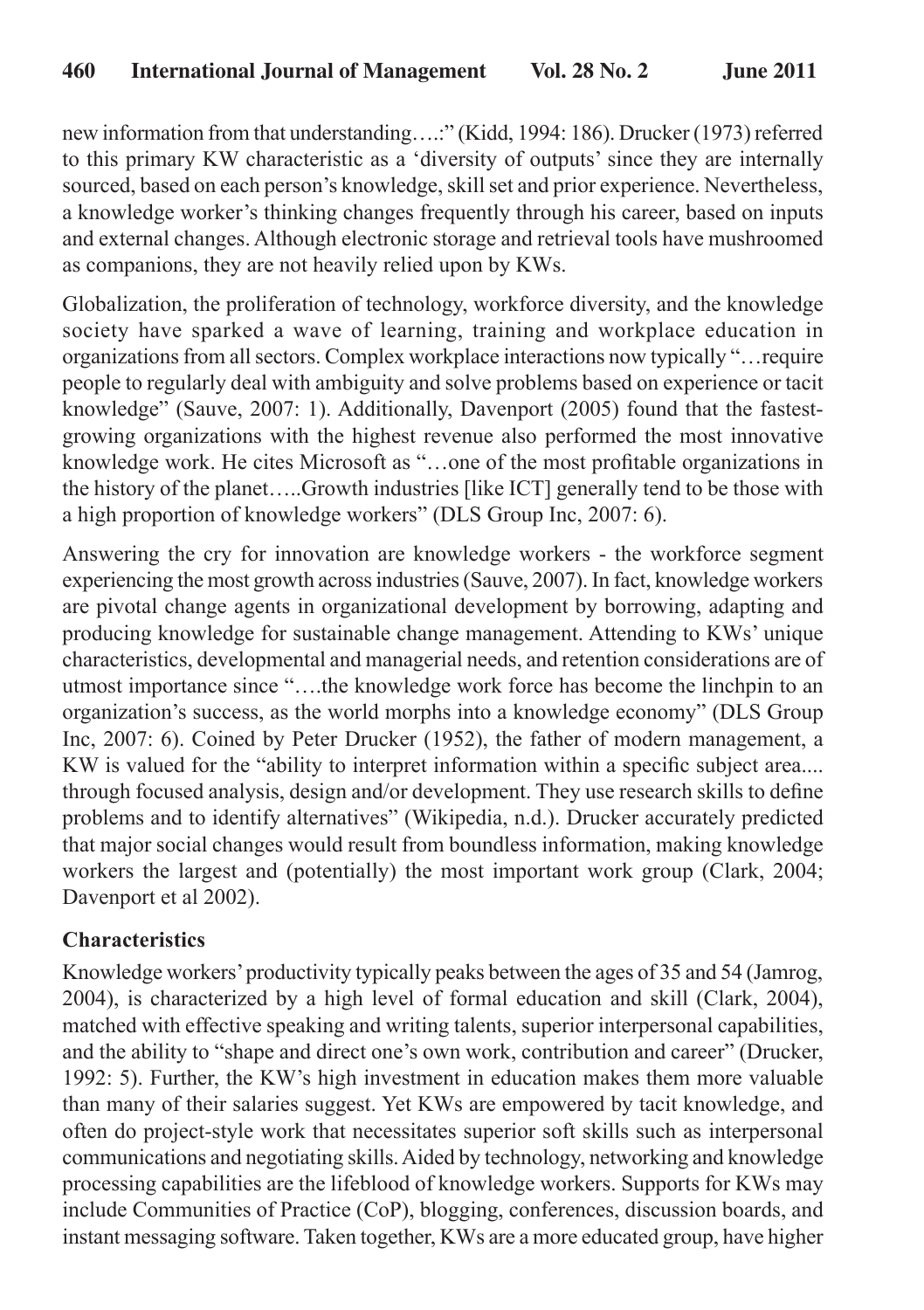new information from that understanding….:" (Kidd, 1994: 186). Drucker (1973) referred to this primary KW characteristic as a 'diversity of outputs' since they are internally sourced, based on each person's knowledge, skill set and prior experience. Nevertheless, a knowledge worker's thinking changes frequently through his career, based on inputs and external changes. Although electronic storage and retrieval tools have mushroomed as companions, they are not heavily relied upon by KWs.

Globalization, the proliferation of technology, workforce diversity, and the knowledge society have sparked a wave of learning, training and workplace education in organizations from all sectors. Complex workplace interactions now typically "…require people to regularly deal with ambiguity and solve problems based on experience or tacit knowledge" (Sauve, 2007: 1). Additionally, Davenport (2005) found that the fastest-growing organizations with the highest revenue also performed the most innovative knowledge work. He cites Microsoft as "…one of the most profitable organizations in the history of the planet…..Growth industries [like ICT] generally tend to be those with a high proportion of knowledge workers" (DLS Group Inc, 2007: 6).

Answering the cry for innovation are knowledge workers - the workforce segment experiencing the most growth across industries (Sauve, 2007). In fact, knowledge workers are pivotal change agents in organizational development by borrowing, adapting and producing knowledge for sustainable change management. Attending to KWs' unique characteristics, developmental and managerial needs, and retention considerations are of utmost importance since "….the knowledge work force has become the linchpin to an organization's success, as the world morphs into a knowledge economy" (DLS Group Inc, 2007: 6). Coined by Peter Drucker (1952), the father of modern management, a KW is valued for the "ability to interpret information within a specific subject area.... through focused analysis, design and/or development. They use research skills to define problems and to identify alternatives" (Wikipedia, n.d.). Drucker accurately predicted that major social changes would result from boundless information, making knowledge workers the largest and (potentially) the most important work group (Clark, 2004; Davenport et al 2002).

**Characteristics**

Knowledge workers' productivity typically peaks between the ages of 35 and 54 (Jamrog, 2004), is characterized by a high level of formal education and skill (Clark, 2004), matched with effective speaking and writing talents, superior interpersonal capabilities, and the ability to "shape and direct one's own work, contribution and career" (Drucker, 1992: 5). Further, the KW's high investment in education makes them more valuable than many of their salaries suggest. Yet KWs are empowered by tacit knowledge, and often do project-style work that necessitates superior soft skills such as interpersonal communications and negotiating skills. Aided by technology, networking and knowledge processing capabilities are the lifeblood of knowledge workers. Supports for KWs may include Communities of Practice (CoP), blogging, conferences, discussion boards, and instant messaging software. Taken together, KWs are a more educated group, have higher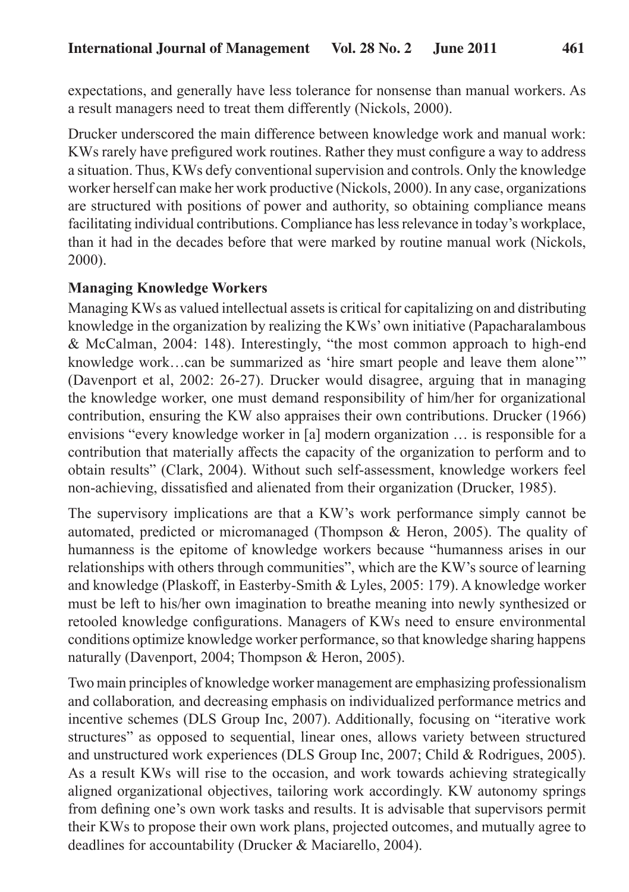expectations, and generally have less tolerance for nonsense than manual workers. As a result managers need to treat them differently (Nickols, 2000).

Drucker underscored the main difference between knowledge work and manual work: KWs rarely have prefigured work routines. Rather they must configure a way to address a situation. Thus, KWs defy conventional supervision and controls. Only the knowledge worker herself can make her work productive (Nickols, 2000). In any case, organizations are structured with positions of power and authority, so obtaining compliance means facilitating individual contributions. Compliance has less relevance in today's workplace, than it had in the decades before that were marked by routine manual work (Nickols, 2000).

**Managing Knowledge Workers**

Managing KWs as valued intellectual assets is critical for capitalizing on and distributing knowledge in the organization by realizing the KWs' own initiative (Papacharalambous & McCalman, 2004: 148). Interestingly, "the most common approach to high-end knowledge work…can be summarized as 'hire smart people and leave them alone'" (Davenport et al, 2002: 26-27). Drucker would disagree, arguing that in managing the knowledge worker, one must demand responsibility of him/her for organizational contribution, ensuring the KW also appraises their own contributions. Drucker (1966) envisions "every knowledge worker in [a] modern organization … is responsible for a contribution that materially affects the capacity of the organization to perform and to obtain results" (Clark, 2004). Without such self-assessment, knowledge workers feel non-achieving, dissatisfied and alienated from their organization (Drucker, 1985).

The supervisory implications are that a KW's work performance simply cannot be automated, predicted or micromanaged (Thompson & Heron, 2005). The quality of humanness is the epitome of knowledge workers because "humanness arises in our relationships with others through communities", which are the KW's source of learning and knowledge (Plaskoff, in Easterby-Smith & Lyles, 2005: 179). A knowledge worker must be left to his/her own imagination to breathe meaning into newly synthesized or retooled knowledge configurations. Managers of KWs need to ensure environmental conditions optimize knowledge worker performance, so that knowledge sharing happens naturally (Davenport, 2004; Thompson & Heron, 2005).

Two main principles of knowledge worker management are emphasizing professionalism and collaboration*,* and decreasing emphasis on individualized performance metrics and incentive schemes (DLS Group Inc, 2007). Additionally, focusing on "iterative work structures" as opposed to sequential, linear ones, allows variety between structured and unstructured work experiences (DLS Group Inc, 2007; Child & Rodrigues, 2005). As a result KWs will rise to the occasion, and work towards achieving strategically aligned organizational objectives, tailoring work accordingly. KW autonomy springs from defining one's own work tasks and results. It is advisable that supervisors permit their KWs to propose their own work plans, projected outcomes, and mutually agree to deadlines for accountability (Drucker & Maciarello, 2004).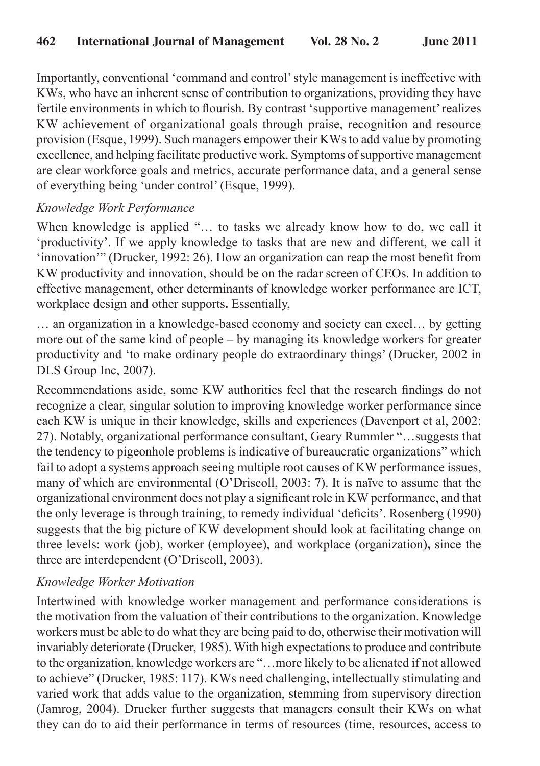Importantly, conventional 'command and control' style management is ineffective with KWs, who have an inherent sense of contribution to organizations, providing they have fertile environments in which to flourish. By contrast 'supportive management' realizes KW achievement of organizational goals through praise, recognition and resource provision (Esque, 1999). Such managers empower their KWs to add value by promoting excellence, and helping facilitate productive work. Symptoms of supportive management are clear workforce goals and metrics, accurate performance data, and a general sense of everything being 'under control' (Esque, 1999).

*Knowledge Work Performance*

When knowledge is applied "… to tasks we already know how to do, we call it 'productivity'. If we apply knowledge to tasks that are new and different, we call it 'innovation'" (Drucker, 1992: 26). How an organization can reap the most benefit from KW productivity and innovation, should be on the radar screen of CEOs. In addition to effective management, other determinants of knowledge worker performance are ICT, workplace design and other supports**.** Essentially,

… an organization in a knowledge-based economy and society can excel… by getting more out of the same kind of people – by managing its knowledge workers for greater productivity and 'to make ordinary people do extraordinary things' (Drucker, 2002 in DLS Group Inc, 2007).

Recommendations aside, some KW authorities feel that the research findings do not recognize a clear, singular solution to improving knowledge worker performance since each KW is unique in their knowledge, skills and experiences (Davenport et al, 2002: 27). Notably, organizational performance consultant, Geary Rummler "…suggests that the tendency to pigeonhole problems is indicative of bureaucratic organizations" which fail to adopt a systems approach seeing multiple root causes of KW performance issues, many of which are environmental (O'Driscoll, 2003: 7). It is naïve to assume that the organizational environment does not play a significant role in KW performance, and that the only leverage is through training, to remedy individual 'deficits'. Rosenberg (1990) suggests that the big picture of KW development should look at facilitating change on three levels: work (job), worker (employee), and workplace (organization)**,** since the three are interdependent (O'Driscoll, 2003).

*Knowledge Worker Motivation*

Intertwined with knowledge worker management and performance considerations is the motivation from the valuation of their contributions to the organization. Knowledge workers must be able to do what they are being paid to do, otherwise their motivation will invariably deteriorate (Drucker, 1985). With high expectations to produce and contribute to the organization, knowledge workers are "…more likely to be alienated if not allowed to achieve" (Drucker, 1985: 117). KWs need challenging, intellectually stimulating and varied work that adds value to the organization, stemming from supervisory direction (Jamrog, 2004). Drucker further suggests that managers consult their KWs on what they can do to aid their performance in terms of resources (time, resources, access to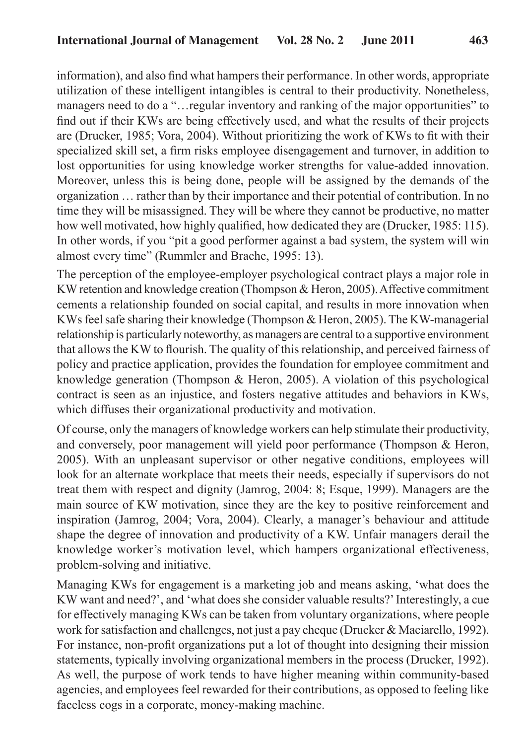information), and also find what hampers their performance. In other words, appropriate utilization of these intelligent intangibles is central to their productivity. Nonetheless, managers need to do a "…regular inventory and ranking of the major opportunities" to find out if their KWs are being effectively used, and what the results of their projects are (Drucker, 1985; Vora, 2004). Without prioritizing the work of KWs to fit with their specialized skill set, a firm risks employee disengagement and turnover, in addition to lost opportunities for using knowledge worker strengths for value-added innovation. Moreover, unless this is being done, people will be assigned by the demands of the organization … rather than by their importance and their potential of contribution. In no time they will be misassigned. They will be where they cannot be productive, no matter how well motivated, how highly qualified, how dedicated they are (Drucker, 1985: 115). In other words, if you "pit a good performer against a bad system, the system will win almost every time" (Rummler and Brache, 1995: 13).

The perception of the employee-employer psychological contract plays a major role in KW retention and knowledge creation (Thompson & Heron, 2005). Affective commitment cements a relationship founded on social capital, and results in more innovation when KWs feel safe sharing their knowledge (Thompson & Heron, 2005). The KW-managerial relationship is particularly noteworthy, as managers are central to a supportive environment that allows the KW to flourish. The quality of this relationship, and perceived fairness of policy and practice application, provides the foundation for employee commitment and knowledge generation (Thompson & Heron, 2005). A violation of this psychological contract is seen as an injustice, and fosters negative attitudes and behaviors in KWs, which diffuses their organizational productivity and motivation.

Of course, only the managers of knowledge workers can help stimulate their productivity, and conversely, poor management will yield poor performance (Thompson & Heron, 2005). With an unpleasant supervisor or other negative conditions, employees will look for an alternate workplace that meets their needs, especially if supervisors do not treat them with respect and dignity (Jamrog, 2004: 8; Esque, 1999). Managers are the main source of KW motivation, since they are the key to positive reinforcement and inspiration (Jamrog, 2004; Vora, 2004). Clearly, a manager's behaviour and attitude shape the degree of innovation and productivity of a KW. Unfair managers derail the knowledge worker's motivation level, which hampers organizational effectiveness, problem-solving and initiative.

Managing KWs for engagement is a marketing job and means asking, 'what does the KW want and need?', and 'what does she consider valuable results?' Interestingly, a cue for effectively managing KWs can be taken from voluntary organizations, where people work for satisfaction and challenges, not just a pay cheque (Drucker & Maciarello, 1992). For instance, non-profit organizations put a lot of thought into designing their mission statements, typically involving organizational members in the process (Drucker, 1992). As well, the purpose of work tends to have higher meaning within community-based agencies, and employees feel rewarded for their contributions, as opposed to feeling like faceless cogs in a corporate, money-making machine.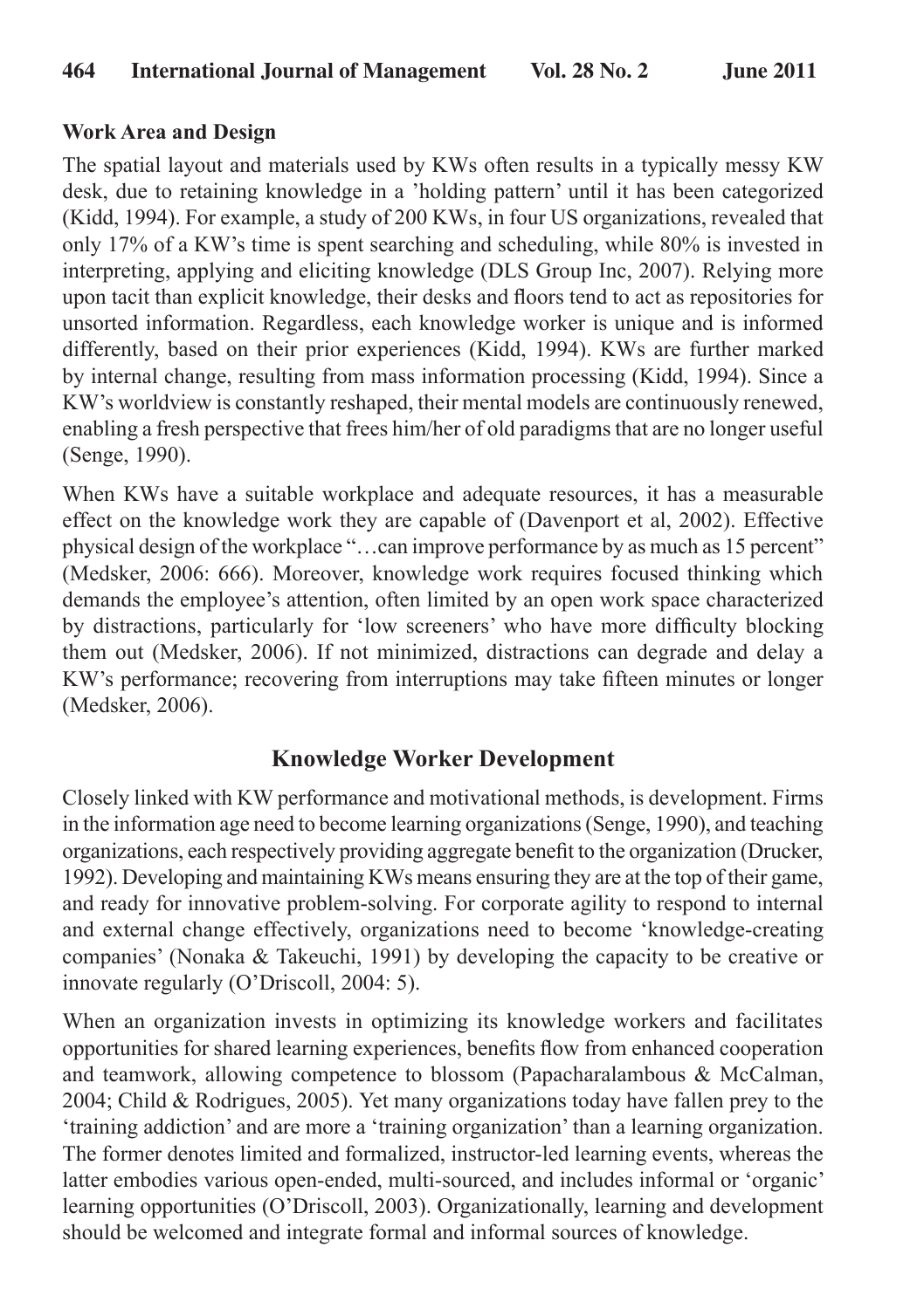### Work Area and Design

The spatial layout and materials used by KWs often results in a typically messy KW desk, due to retaining knowledge in a 'holding pattern' until it has been categorized (Kidd, 1994). For example, a study of 200 KWs, in four US organizations, revealed that only 17% of a KW's time is spent searching and scheduling, while 80% is invested in interpreting, applying and eliciting knowledge (DLS Group Inc, 2007). Relying more upon tacit than explicit knowledge, their desks and floors tend to act as repositories for unsorted information. Regardless, each knowledge worker is unique and is informed differently, based on their prior experiences (Kidd, 1994). KWs are further marked by internal change, resulting from mass information processing (Kidd, 1994). Since a KW's worldview is constantly reshaped, their mental models are continuously renewed, enabling a fresh perspective that frees him/her of old paradigms that are no longer useful (Senge, 1990).

When KWs have a suitable workplace and adequate resources, it has a measurable effect on the knowledge work they are capable of (Davenport et al, 2002). Effective physical design of the workplace "…can improve performance by as much as 15 percent" (Medsker, 2006: 666). Moreover, knowledge work requires focused thinking which demands the employee's attention, often limited by an open work space characterized by distractions, particularly for 'low screeners' who have more difficulty blocking them out (Medsker, 2006). If not minimized, distractions can degrade and delay a KW's performance; recovering from interruptions may take fifteen minutes or longer (Medsker, 2006).

## Knowledge Worker Development

Closely linked with KW performance and motivational methods, is development. Firms in the information age need to become learning organizations (Senge, 1990), and teaching organizations, each respectively providing aggregate benefit to the organization (Drucker, 1992). Developing and maintaining KWs means ensuring they are at the top of their game, and ready for innovative problem-solving. For corporate agility to respond to internal and external change effectively, organizations need to become 'knowledge-creating companies' (Nonaka & Takeuchi, 1991) by developing the capacity to be creative or innovate regularly (O'Driscoll, 2004: 5).

When an organization invests in optimizing its knowledge workers and facilitates opportunities for shared learning experiences, benefits flow from enhanced cooperation and teamwork, allowing competence to blossom (Papacharalambous & McCalman, 2004; Child & Rodrigues, 2005). Yet many organizations today have fallen prey to the 'training addiction' and are more a 'training organization' than a learning organization. The former denotes limited and formalized, instructor-led learning events, whereas the latter embodies various open-ended, multi-sourced, and includes informal or 'organic' learning opportunities (O'Driscoll, 2003). Organizationally, learning and development should be welcomed and integrate formal and informal sources of knowledge.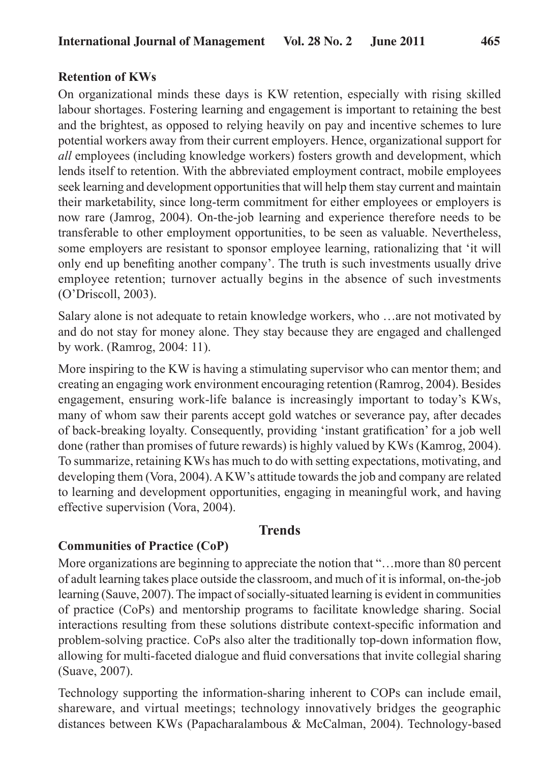**Retention of KWs**

On organizational minds these days is KW retention, especially with rising skilled labour shortages. Fostering learning and engagement is important to retaining the best and the brightest, as opposed to relying heavily on pay and incentive schemes to lure potential workers away from their current employers. Hence, organizational support for *all* employees (including knowledge workers) fosters growth and development, which lends itself to retention. With the abbreviated employment contract, mobile employees seek learning and development opportunities that will help them stay current and maintain their marketability, since long-term commitment for either employees or employers is now rare (Jamrog, 2004). On-the-job learning and experience therefore needs to be transferable to other employment opportunities, to be seen as valuable. Nevertheless, some employers are resistant to sponsor employee learning, rationalizing that 'it will only end up benefiting another company'. The truth is such investments usually drive employee retention; turnover actually begins in the absence of such investments (O'Driscoll, 2003).

Salary alone is not adequate to retain knowledge workers, who …are not motivated by and do not stay for money alone. They stay because they are engaged and challenged by work. (Ramrog, 2004: 11).

More inspiring to the KW is having a stimulating supervisor who can mentor them; and creating an engaging work environment encouraging retention (Ramrog, 2004). Besides engagement, ensuring work-life balance is increasingly important to today's KWs, many of whom saw their parents accept gold watches or severance pay, after decades of back-breaking loyalty. Consequently, providing 'instant gratification' for a job well done (rather than promises of future rewards) is highly valued by KWs (Kamrog, 2004). To summarize, retaining KWs has much to do with setting expectations, motivating, and developing them (Vora, 2004). A KW's attitude towards the job and company are related to learning and development opportunities, engaging in meaningful work, and having effective supervision (Vora, 2004).

## Trends

**Communities of Practice (CoP)**

More organizations are beginning to appreciate the notion that "…more than 80 percent of adult learning takes place outside the classroom, and much of it is informal, on-the-job learning (Sauve, 2007). The impact of socially-situated learning is evident in communities of practice (CoPs) and mentorship programs to facilitate knowledge sharing. Social interactions resulting from these solutions distribute context-specific information and problem-solving practice. CoPs also alter the traditionally top-down information flow, allowing for multi-faceted dialogue and fluid conversations that invite collegial sharing (Suave, 2007).

Technology supporting the information-sharing inherent to COPs can include email, shareware, and virtual meetings; technology innovatively bridges the geographic distances between KWs (Papacharalambous & McCalman, 2004). Technology-based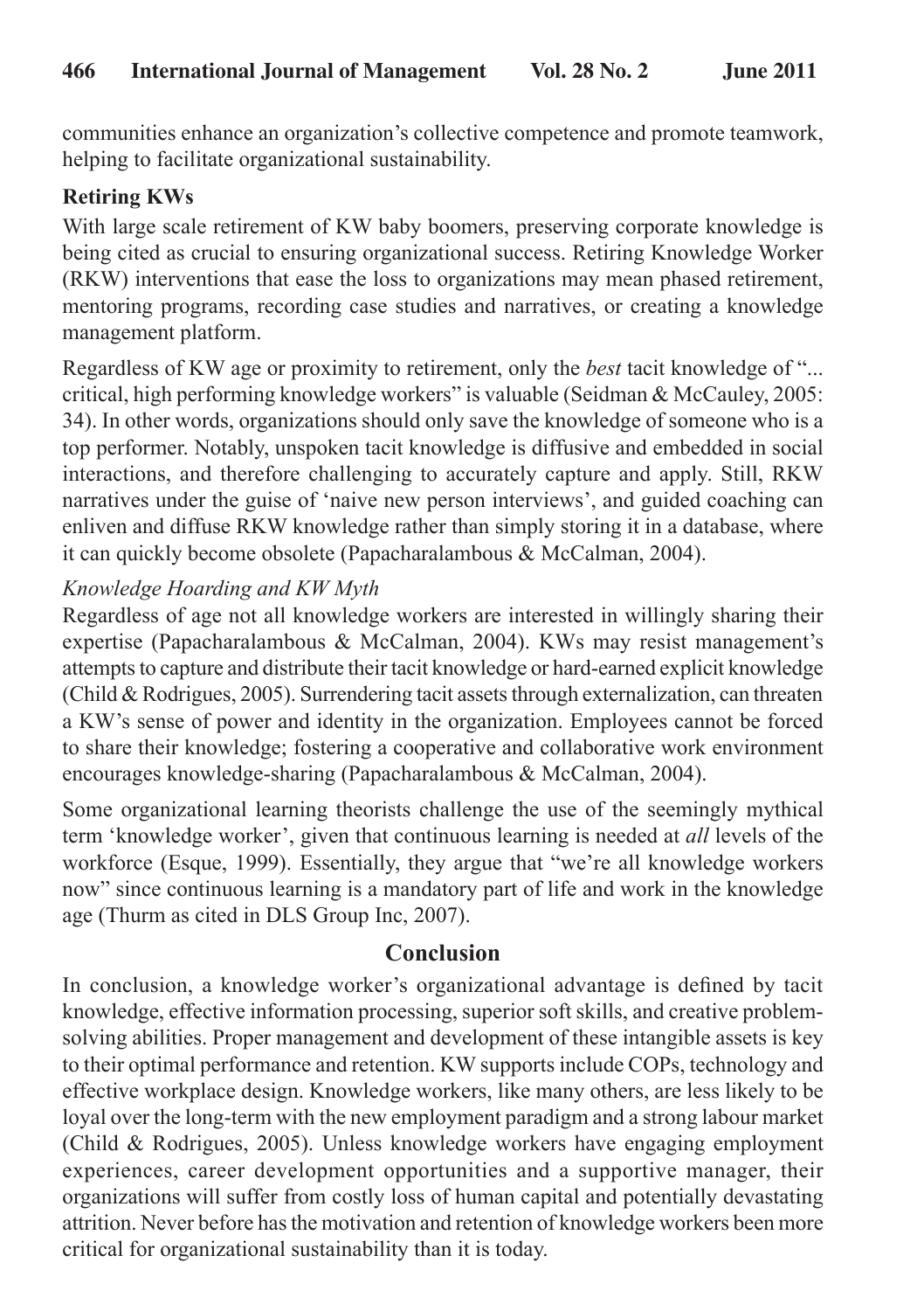communities enhance an organization's collective competence and promote teamwork, helping to facilitate organizational sustainability.

### Retiring KWs

With large scale retirement of KW baby boomers, preserving corporate knowledge is being cited as crucial to ensuring organizational success. Retiring Knowledge Worker (RKW) interventions that ease the loss to organizations may mean phased retirement, mentoring programs, recording case studies and narratives, or creating a knowledge management platform.

Regardless of KW age or proximity to retirement, only the *best* tacit knowledge of "... critical, high performing knowledge workers" is valuable (Seidman & McCauley, 2005: 34). In other words, organizations should only save the knowledge of someone who is a top performer. Notably, unspoken tacit knowledge is diffusive and embedded in social interactions, and therefore challenging to accurately capture and apply. Still, RKW narratives under the guise of 'naive new person interviews', and guided coaching can enliven and diffuse RKW knowledge rather than simply storing it in a database, where it can quickly become obsolete (Papacharalambous & McCalman, 2004).

#### *Knowledge Hoarding and KW Myth*

Regardless of age not all knowledge workers are interested in willingly sharing their expertise (Papacharalambous & McCalman, 2004). KWs may resist management's attempts to capture and distribute their tacit knowledge or hard-earned explicit knowledge (Child & Rodrigues, 2005). Surrendering tacit assets through externalization, can threaten a KW's sense of power and identity in the organization. Employees cannot be forced to share their knowledge; fostering a cooperative and collaborative work environment encourages knowledge-sharing (Papacharalambous & McCalman, 2004).

Some organizational learning theorists challenge the use of the seemingly mythical term 'knowledge worker', given that continuous learning is needed at *all* levels of the workforce (Esque, 1999). Essentially, they argue that "we're all knowledge workers now" since continuous learning is a mandatory part of life and work in the knowledge age (Thurm as cited in DLS Group Inc, 2007).

## Conclusion

In conclusion, a knowledge worker's organizational advantage is defined by tacit knowledge, effective information processing, superior soft skills, and creative problem-solving abilities. Proper management and development of these intangible assets is key to their optimal performance and retention. KW supports include COPs, technology and effective workplace design. Knowledge workers, like many others, are less likely to be loyal over the long-term with the new employment paradigm and a strong labour market (Child & Rodrigues, 2005). Unless knowledge workers have engaging employment experiences, career development opportunities and a supportive manager, their organizations will suffer from costly loss of human capital and potentially devastating attrition. Never before has the motivation and retention of knowledge workers been more critical for organizational sustainability than it is today.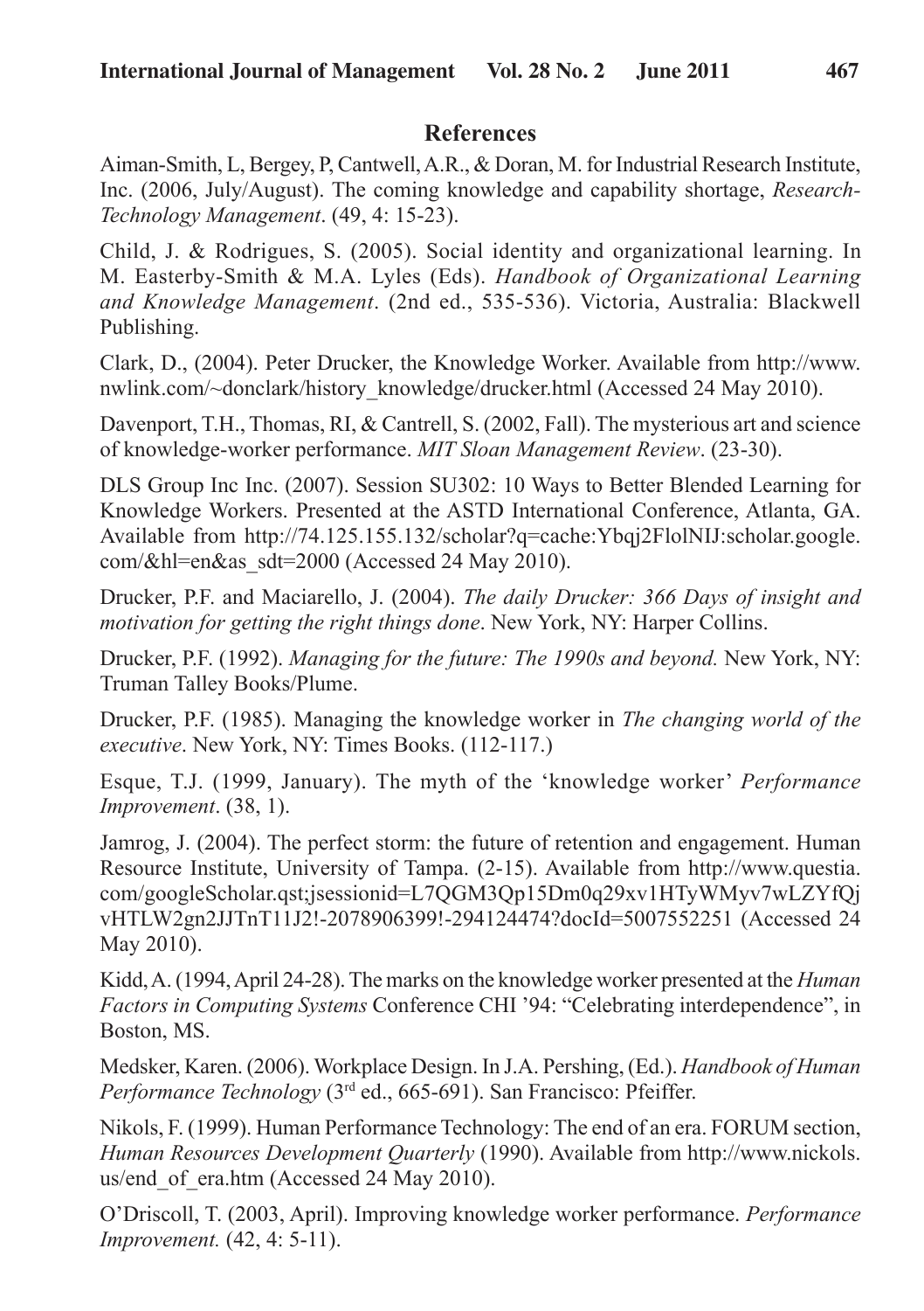## References

Aiman-Smith, L, Bergey, P, Cantwell, A.R., & Doran, M. for Industrial Research Institute, Inc. (2006, July/August). The coming knowledge and capability shortage, *Research-Technology Management*. (49, 4: 15-23).

Child, J. & Rodrigues, S. (2005). Social identity and organizational learning. In M. Easterby-Smith & M.A. Lyles (Eds). *Handbook of Organizational Learning and Knowledge Management*. (2nd ed., 535-536). Victoria, Australia: Blackwell Publishing.

Clark, D., (2004). Peter Drucker, the Knowledge Worker. Available from http://www.nwlink.com/~donclark/history_knowledge/drucker.html (Accessed 24 May 2010).

Davenport, T.H., Thomas, RI, & Cantrell, S. (2002, Fall). The mysterious art and science of knowledge-worker performance. *MIT Sloan Management Review*. (23-30).

DLS Group Inc Inc. (2007). Session SU302: 10 Ways to Better Blended Learning for Knowledge Workers. Presented at the ASTD International Conference, Atlanta, GA. Available from http://74.125.155.132/scholar?q=cache:Ybqj2FlolNIJ:scholar.google.com/&hl=en&as_sdt=2000 (Accessed 24 May 2010).

Drucker, P.F. and Maciarello, J. (2004). *The daily Drucker: 366 Days of insight and motivation for getting the right things done*. New York, NY: Harper Collins.

Drucker, P.F. (1992). *Managing for the future: The 1990s and beyond.* New York, NY: Truman Talley Books/Plume.

Drucker, P.F. (1985). Managing the knowledge worker in *The changing world of the executive*. New York, NY: Times Books. (112-117.)

Esque, T.J. (1999, January). The myth of the 'knowledge worker' *Performance Improvement*. (38, 1).

Jamrog, J. (2004). The perfect storm: the future of retention and engagement. Human Resource Institute, University of Tampa. (2-15). Available from http://www.questia.com/googleScholar.qst;jsessionid=L7QGM3Qp15Dm0q29xv1HTyWMyv7wLZYfQjvHTLW2gn2JJTnT11J2!-2078906399!-294124474?docId=5007552251 (Accessed 24 May 2010).

Kidd, A. (1994, April 24-28). The marks on the knowledge worker presented at the *Human Factors in Computing Systems* Conference CHI '94: "Celebrating interdependence", in Boston, MS.

Medsker, Karen. (2006). Workplace Design. In J.A. Pershing, (Ed.). *Handbook of Human Performance Technology* (3rd ed., 665-691). San Francisco: Pfeiffer.

Nikols, F. (1999). Human Performance Technology: The end of an era. FORUM section, *Human Resources Development Quarterly* (1990). Available from http://www.nickols.us/end_of_era.htm (Accessed 24 May 2010).

O'Driscoll, T. (2003, April). Improving knowledge worker performance. *Performance Improvement.* (42, 4: 5-11).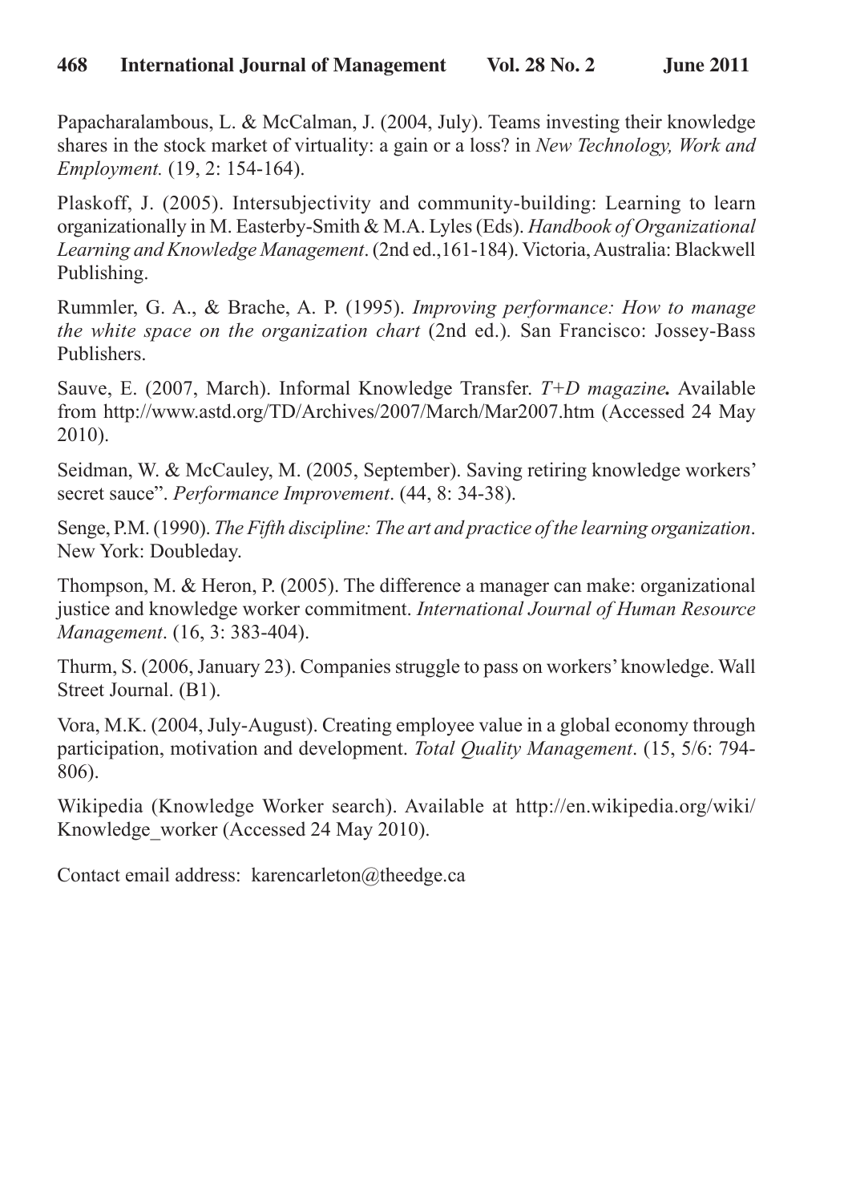Papacharalambous, L. & McCalman, J. (2004, July). Teams investing their knowledge shares in the stock market of virtuality: a gain or a loss? in *New Technology, Work and Employment.* (19, 2: 154-164).

Plaskoff, J. (2005). Intersubjectivity and community-building: Learning to learn organizationally in M. Easterby-Smith & M.A. Lyles (Eds). *Handbook of Organizational Learning and Knowledge Management*. (2nd ed.,161-184). Victoria, Australia: Blackwell Publishing.

Rummler, G. A., & Brache, A. P. (1995). *Improving performance: How to manage the white space on the organization chart* (2nd ed.). San Francisco: Jossey-Bass Publishers.

Sauve, E. (2007, March). Informal Knowledge Transfer. *T+D magazine.* Available from http://www.astd.org/TD/Archives/2007/March/Mar2007.htm (Accessed 24 May 2010).

Seidman, W. & McCauley, M. (2005, September). Saving retiring knowledge workers' secret sauce". *Performance Improvement*. (44, 8: 34-38).

Senge, P.M. (1990). *The Fifth discipline: The art and practice of the learning organization*. New York: Doubleday.

Thompson, M. & Heron, P. (2005). The difference a manager can make: organizational justice and knowledge worker commitment. *International Journal of Human Resource Management*. (16, 3: 383-404).

Thurm, S. (2006, January 23). Companies struggle to pass on workers' knowledge. Wall Street Journal. (B1).

Vora, M.K. (2004, July-August). Creating employee value in a global economy through participation, motivation and development. *Total Quality Management*. (15, 5/6: 794-806).

Wikipedia (Knowledge Worker search). Available at http://en.wikipedia.org/wiki/Knowledge_worker (Accessed 24 May 2010).

Contact email address: karencarleton@theedge.ca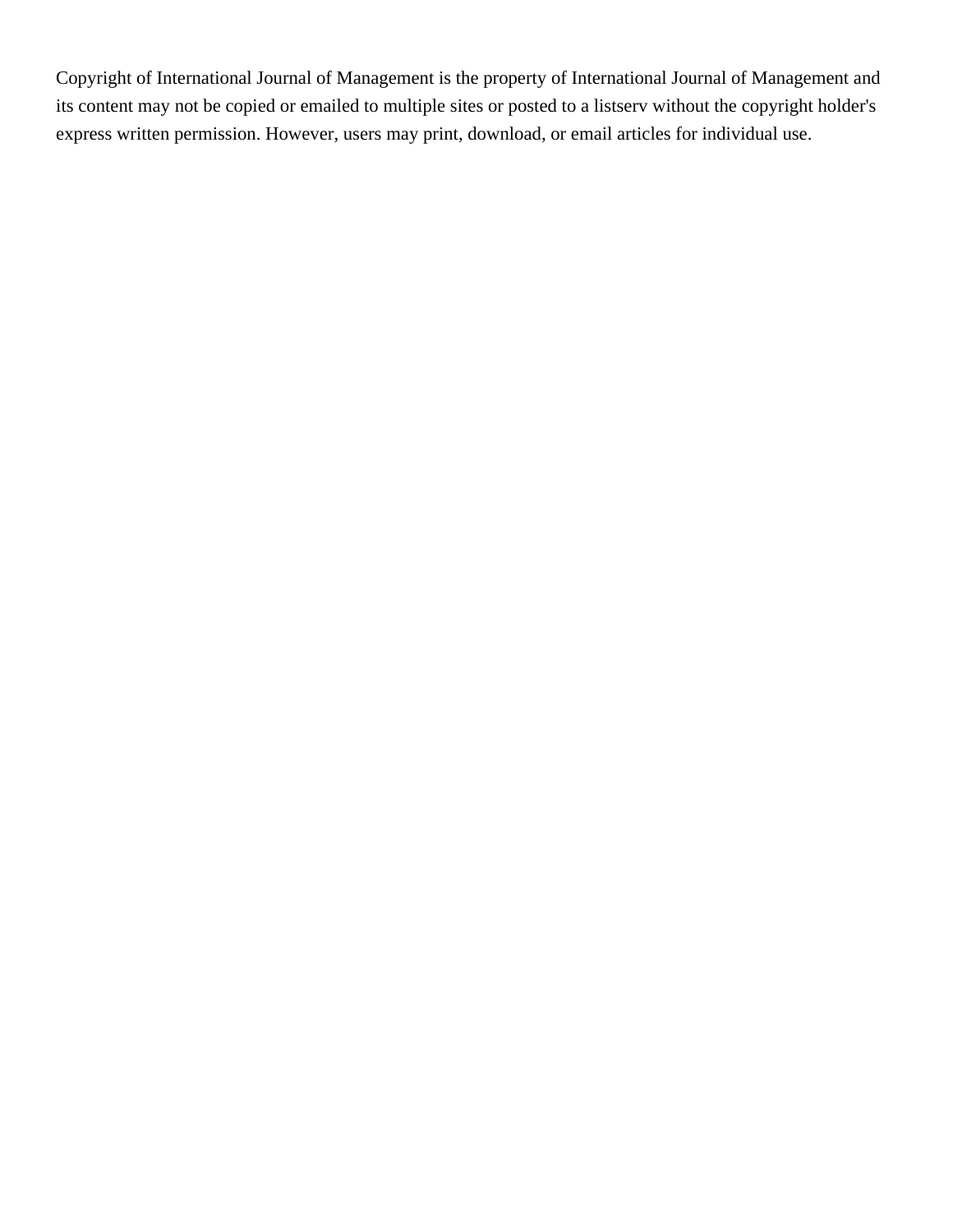Copyright of International Journal of Management is the property of International Journal of Management and its content may not be copied or emailed to multiple sites or posted to a listserv without the copyright holder's express written permission. However, users may print, download, or email articles for individual use.